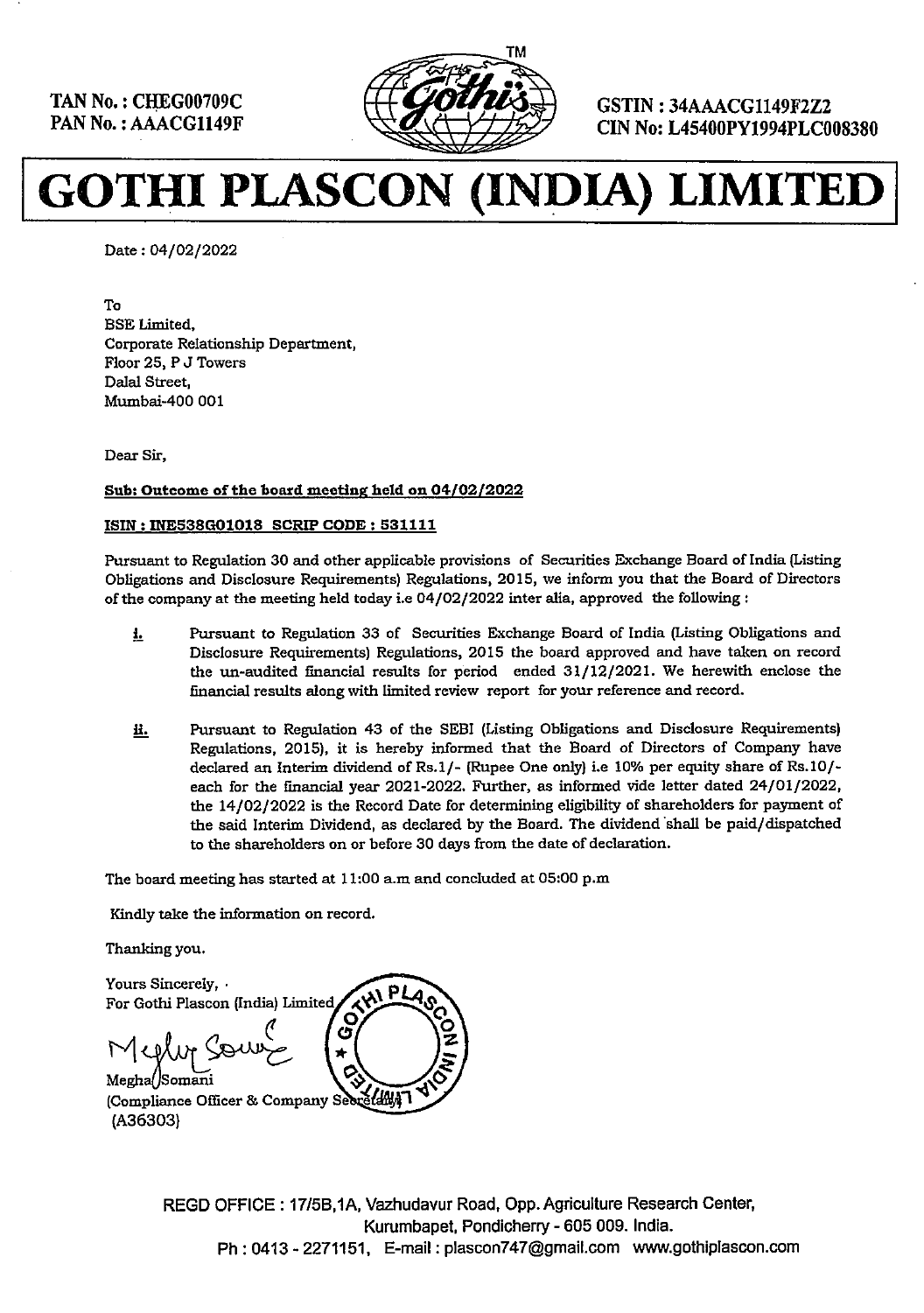TAN No. : CHEG00709C
PAN No. : AAACG1149F

GSTIN : 34AAACG1149F2Z2
CIN No: L45400PY1994PLC008380

# GOTHI PLASCON (INDIA) LIMITED

Date : 04/02/2022

To
BSE Limited,
Corporate Relationship Department,
Floor 25, P J Towers
Dalal Street,
Mumbai-400 001

Dear Sir,

**Sub: Outcome of the board meeting held on 04/02/2022**

**ISIN : INE538G01018 SCRIP CODE : 531111**

Pursuant to Regulation 30 and other applicable provisions of Securities Exchange Board of India (Listing Obligations and Disclosure Requirements) Regulations, 2015, we inform you that the Board of Directors of the company at the meeting held today i.e 04/02/2022 inter alia, approved the following :

i. Pursuant to Regulation 33 of Securities Exchange Board of India (Listing Obligations and Disclosure Requirements) Regulations, 2015 the board approved and have taken on record the un-audited financial results for period ended 31/12/2021. We herewith enclose the financial results along with limited review report for your reference and record.

ii. Pursuant to Regulation 43 of the SEBI (Listing Obligations and Disclosure Requirements) Regulations, 2015), it is hereby informed that the Board of Directors of Company have declared an Interim dividend of Rs.1/- (Rupee One only) i.e 10% per equity share of Rs.10/- each for the financial year 2021-2022. Further, as informed vide letter dated 24/01/2022, the 14/02/2022 is the Record Date for determining eligibility of shareholders for payment of the said Interim Dividend, as declared by the Board. The dividend shall be paid/dispatched to the shareholders on or before 30 days from the date of declaration.

The board meeting has started at 11:00 a.m and concluded at 05:00 p.m

Kindly take the information on record.

Thanking you.

Yours Sincerely,
For Gothi Plascon (India) Limited

Megha Somani
(Compliance Officer & Company Secretary)
(A36303)

REGD OFFICE : 17/5B,1A, Vazhudavur Road, Opp. Agriculture Research Center, Kurumbapet, Pondicherry - 605 009. India.
Ph : 0413 - 2271151, E-mail : plascon747@gmail.com www.gothiplascon.com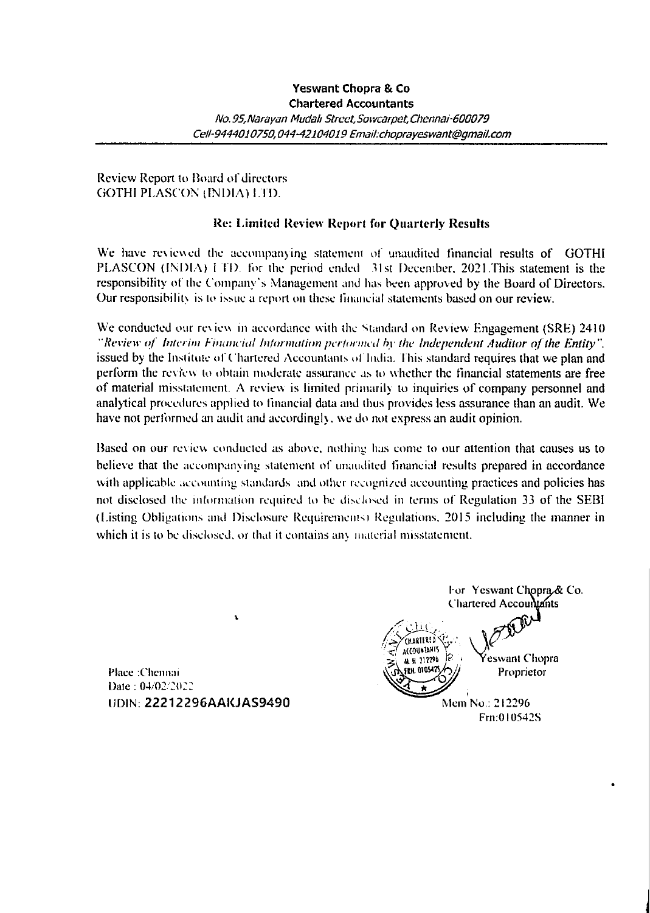**Yeswant Chopra & Co**
**Chartered Accountants**
*No. 95, Narayan Mudali Street, Sowcarpet, Chennai-600079*
*Cell-9444010750, 044-42104019 Email:choprayeswant@gmail.com*

Review Report to Board of directors
GOTHI PLASCON (INDIA) LTD.

**Re: Limited Review Report for Quarterly Results**

We have reviewed the accompanying statement of unaudited financial results of GOTHI PLASCON (INDIA) LTD. for the period ended 31st December, 2021. This statement is the responsibility of the Company's Management and has been approved by the Board of Directors. Our responsibility is to issue a report on these financial statements based on our review.

We conducted our review in accordance with the Standard on Review Engagement (SRE) 2410 *"Review of Interim Financial Information performed by the Independent Auditor of the Entity"*, issued by the Institute of Chartered Accountants of India. This standard requires that we plan and perform the review to obtain moderate assurance as to whether the financial statements are free of material misstatement. A review is limited primarily to inquiries of company personnel and analytical procedures applied to financial data and thus provides less assurance than an audit. We have not performed an audit and accordingly, we do not express an audit opinion.

Based on our review conducted as above, nothing has come to our attention that causes us to believe that the accompanying statement of unaudited financial results prepared in accordance with applicable accounting standards and other recognized accounting practices and policies has not disclosed the information required to be disclosed in terms of Regulation 33 of the SEBI (Listing Obligations and Disclosure Requirements) Regulations, 2015 including the manner in which it is to be disclosed, or that it contains any material misstatement.

For Yeswant Chopra & Co.
Chartered Accountants

Yeswant Chopra
Proprietor
Mem No.: 212296
Frn:010542S

Place : Chennai
Date : 04/02/2022
UDIN: 22212296AAKJAS9490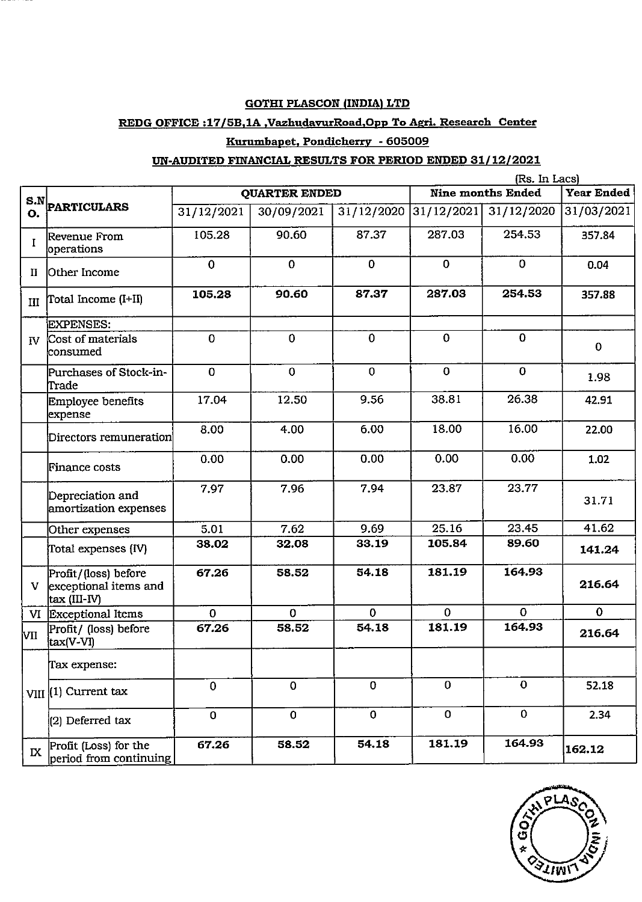**GOTHI PLASCON (INDIA) LTD**

**REDG OFFICE :17/5B,1A ,VazhudavurRoad,Opp To Agri. Research Center**

**Kurumbapet, Pondicherry - 605009**

**UN-AUDITED FINANCIAL RESULTS FOR PERIOD ENDED 31/12/2021**

(Rs. In Lacs)

| S.NO. | PARTICULARS | QUARTER ENDED | | | Nine months Ended | | Year Ended |
|---|---|---|---|---|---|---|---|
| | | 31/12/2021 | 30/09/2021 | 31/12/2020 | 31/12/2021 | 31/12/2020 | 31/03/2021 |
| I | Revenue From operations | 105.28 | 90.60 | 87.37 | 287.03 | 254.53 | 357.84 |
| II | Other Income | 0 | 0 | 0 | 0 | 0 | 0.04 |
| III | Total Income (I+II) | **105.28** | **90.60** | **87.37** | **287.03** | **254.53** | 357.88 |
| IV | EXPENSES: | | | | | | |
| | Cost of materials consumed | 0 | 0 | 0 | 0 | 0 | 0 |
| | Purchases of Stock-in-Trade | 0 | 0 | 0 | 0 | 0 | 1.98 |
| | Employee benefits expense | 17.04 | 12.50 | 9.56 | 38.81 | 26.38 | 42.91 |
| | Directors remuneration | 8.00 | 4.00 | 6.00 | 18.00 | 16.00 | 22.00 |
| | Finance costs | 0.00 | 0.00 | 0.00 | 0.00 | 0.00 | 1.02 |
| | Depreciation and amortization expenses | 7.97 | 7.96 | 7.94 | 23.87 | 23.77 | 31.71 |
| | Other expenses | 5.01 | 7.62 | 9.69 | 25.16 | 23.45 | 41.62 |
| | Total expenses (IV) | **38.02** | **32.08** | **33.19** | **105.84** | **89.60** | **141.24** |
| V | Profit/(loss) before exceptional items and tax (III-IV) | **67.26** | **58.52** | **54.18** | **181.19** | **164.93** | **216.64** |
| VI | Exceptional Items | 0 | 0 | 0 | 0 | 0 | 0 |
| VII | Profit/ (loss) before tax(V-VI) | **67.26** | **58.52** | **54.18** | **181.19** | **164.93** | **216.64** |
| VIII | Tax expense: | | | | | | |
| | (1) Current tax | 0 | 0 | 0 | 0 | 0 | 52.18 |
| | (2) Deferred tax | 0 | 0 | 0 | 0 | 0 | 2.34 |
| IX | Profit (Loss) for the period from continuing | **67.26** | **58.52** | **54.18** | **181.19** | **164.93** | **162.12** |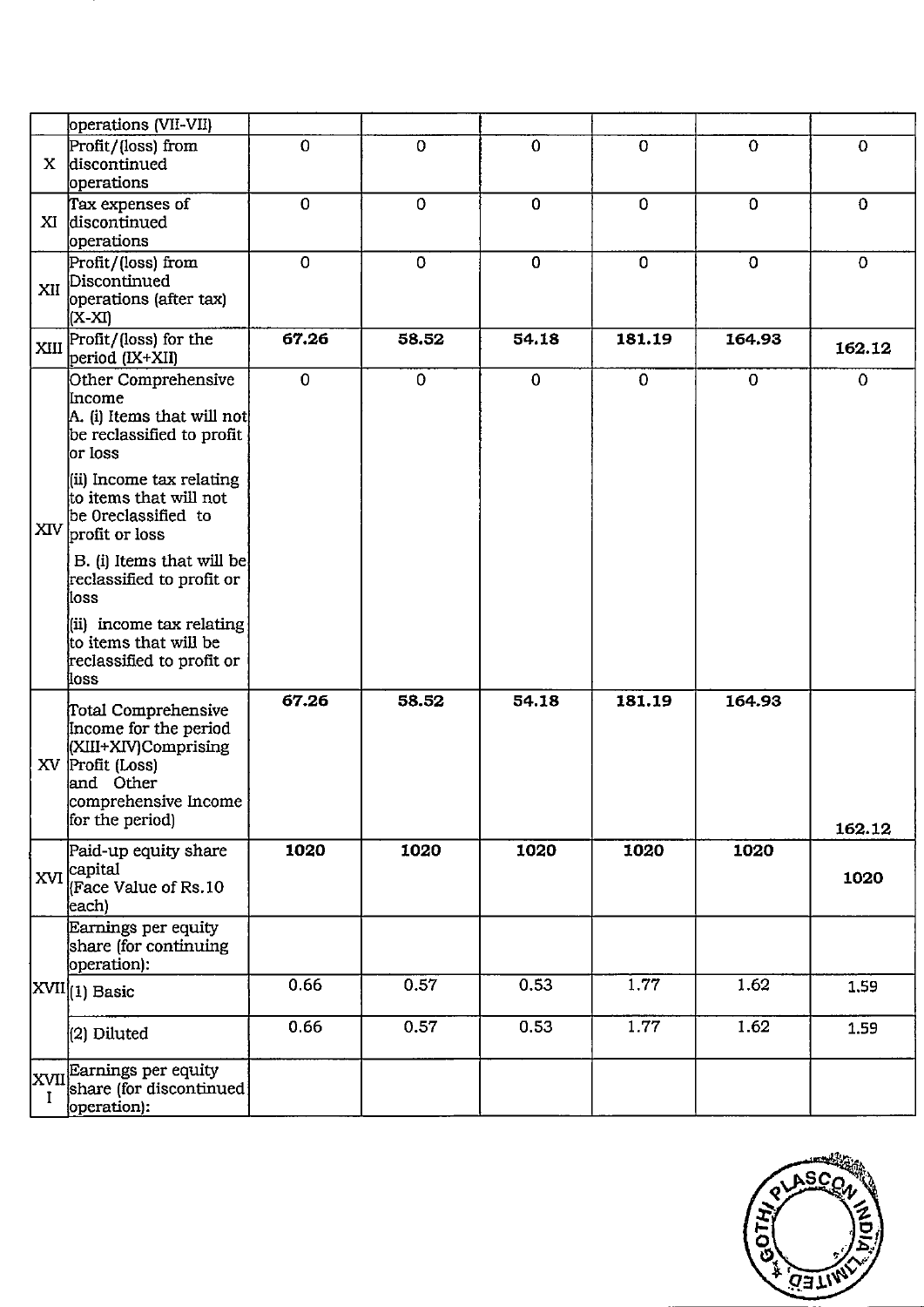|  | operations (VII-VII) |  |  |  |  |  |  |
|---|---|---|---|---|---|---|---|
| X | Profit/(loss) from discontinued operations | 0 | 0 | 0 | 0 | 0 | 0 |
| XI | Tax expenses of discontinued operations | 0 | 0 | 0 | 0 | 0 | 0 |
| XII | Profit/(loss) from Discontinued operations (after tax) (X-XI) | 0 | 0 | 0 | 0 | 0 | 0 |
| XIII | Profit/(loss) for the period (IX+XII) | **67.26** | **58.52** | **54.18** | **181.19** | **164.93** | **162.12** |
| XIV | Other Comprehensive Income<br>A. (i) Items that will not be reclassified to profit or loss<br>(ii) Income tax relating to items that will not be 0reclassified to profit or loss<br>B. (i) Items that will be reclassified to profit or loss<br>(ii) income tax relating to items that will be reclassified to profit or loss | 0 | 0 | 0 | 0 | 0 | 0 |
| XV | Total Comprehensive Income for the period (XIII+XIV)Comprising Profit (Loss) and Other comprehensive Income for the period) | **67.26** | **58.52** | **54.18** | **181.19** | **164.93** | **162.12** |
| XVI | Paid-up equity share capital (Face Value of Rs.10 each) | **1020** | **1020** | **1020** | **1020** | **1020** | **1020** |
| XVII | Earnings per equity share (for continuing operation): |  |  |  |  |  |  |
|  | (1) Basic | 0.66 | 0.57 | 0.53 | 1.77 | 1.62 | 1.59 |
|  | (2) Diluted | 0.66 | 0.57 | 0.53 | 1.77 | 1.62 | 1.59 |
| XVIII | Earnings per equity share (for discontinued operation): |  |  |  |  |  |  |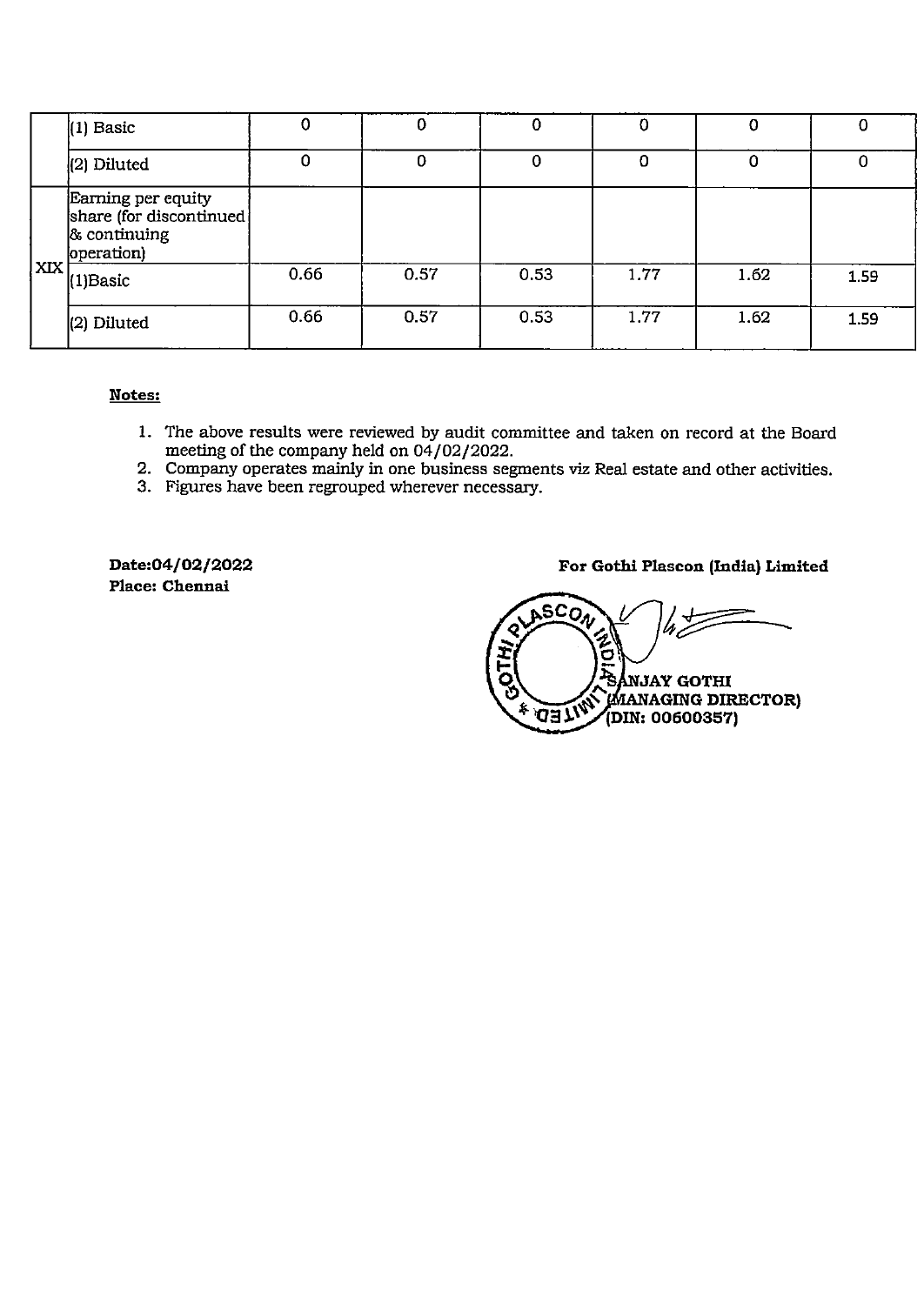| | | | | | | | |
|---|---|---|---|---|---|---|---|
| | (1) Basic | 0 | 0 | 0 | 0 | 0 | 0 |
| | (2) Diluted | 0 | 0 | 0 | 0 | 0 | 0 |
| XIX | Earning per equity share (for discontinued & continuing operation) | | | | | | |
| | (1)Basic | 0.66 | 0.57 | 0.53 | 1.77 | 1.62 | 1.59 |
| | (2) Diluted | 0.66 | 0.57 | 0.53 | 1.77 | 1.62 | 1.59 |

**Notes:**

1. The above results were reviewed by audit committee and taken on record at the Board meeting of the company held on 04/02/2022.
2. Company operates mainly in one business segments viz Real estate and other activities.
3. Figures have been regrouped wherever necessary.

**Date:04/02/2022**
**Place: Chennai**

**For Gothi Plascon (India) Limited**

**SANJAY GOTHI**
**(MANAGING DIRECTOR)**
**(DIN: 00600357)**